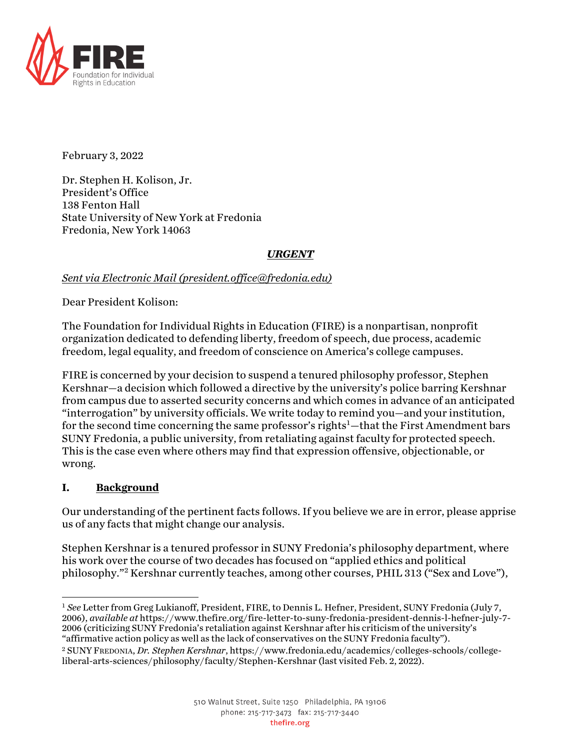FIRE
Foundation for Individual Rights in Education

February 3, 2022

Dr. Stephen H. Kolison, Jr.
President's Office
138 Fenton Hall
State University of New York at Fredonia
Fredonia, New York 14063

***URGENT***

*Sent via Electronic Mail (president.office@fredonia.edu)*

Dear President Kolison:

The Foundation for Individual Rights in Education (FIRE) is a nonpartisan, nonprofit organization dedicated to defending liberty, freedom of speech, due process, academic freedom, legal equality, and freedom of conscience on America's college campuses.

FIRE is concerned by your decision to suspend a tenured philosophy professor, Stephen Kershnar—a decision which followed a directive by the university's police barring Kershnar from campus due to asserted security concerns and which comes in advance of an anticipated "interrogation" by university officials. We write today to remind you—and your institution, for the second time concerning the same professor's rights[1]—that the First Amendment bars SUNY Fredonia, a public university, from retaliating against faculty for protected speech. This is the case even where others may find that expression offensive, objectionable, or wrong.

## I. Background

Our understanding of the pertinent facts follows. If you believe we are in error, please apprise us of any facts that might change our analysis.

Stephen Kershnar is a tenured professor in SUNY Fredonia's philosophy department, where his work over the course of two decades has focused on "applied ethics and political philosophy."[2] Kershnar currently teaches, among other courses, PHIL 313 ("Sex and Love"),

---

[1] *See* Letter from Greg Lukianoff, President, FIRE, to Dennis L. Hefner, President, SUNY Fredonia (July 7, 2006), *available at* https://www.thefire.org/fire-letter-to-suny-fredonia-president-dennis-l-hefner-july-7-2006 (criticizing SUNY Fredonia's retaliation against Kershnar after his criticism of the university's "affirmative action policy as well as the lack of conservatives on the SUNY Fredonia faculty").

[2] SUNY Fredonia, *Dr. Stephen Kershnar*, https://www.fredonia.edu/academics/colleges-schools/college-liberal-arts-sciences/philosophy/faculty/Stephen-Kershnar (last visited Feb. 2, 2022).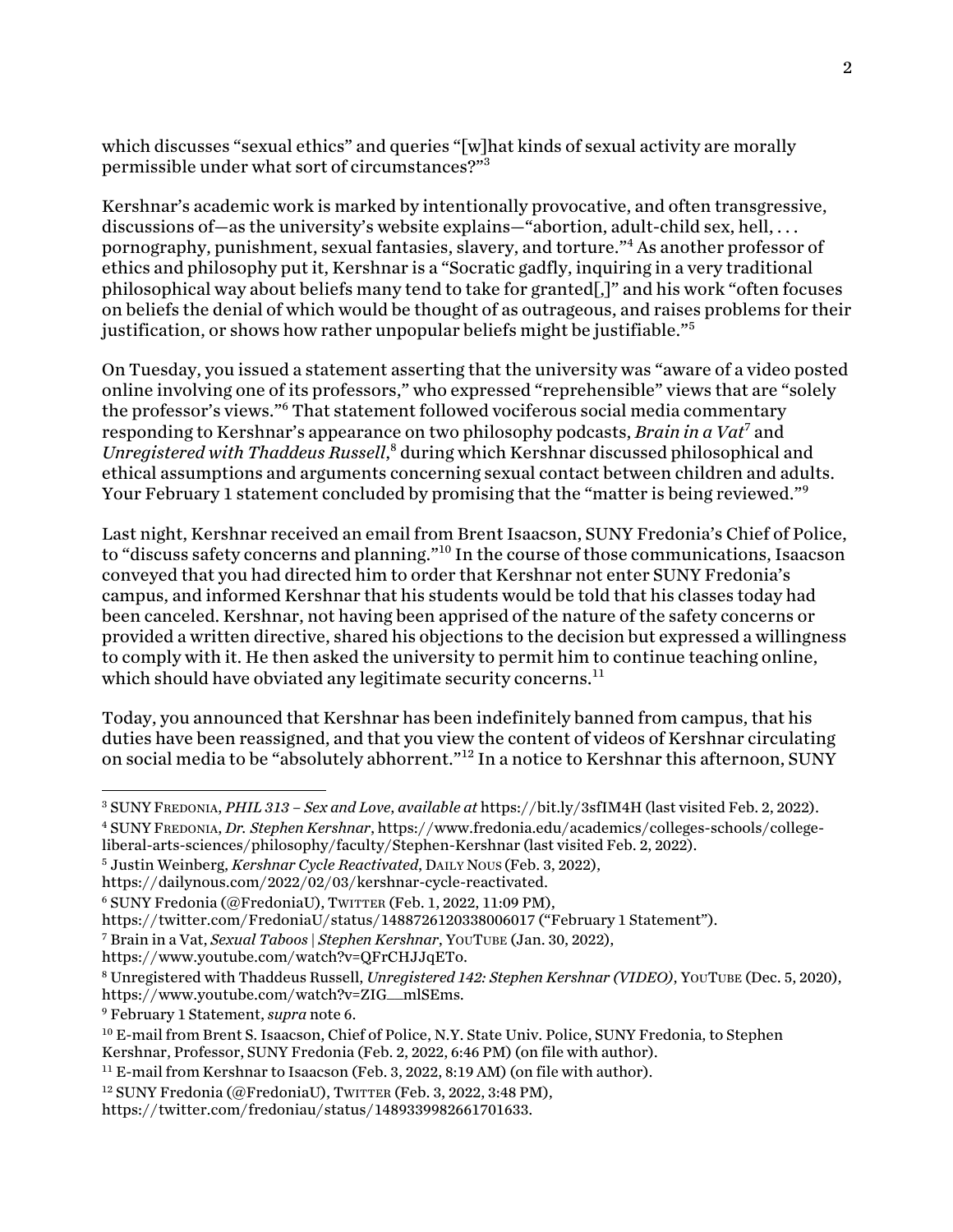which discusses "sexual ethics" and queries "[w]hat kinds of sexual activity are morally permissible under what sort of circumstances?"[3]

Kershnar's academic work is marked by intentionally provocative, and often transgressive, discussions of—as the university's website explains—"abortion, adult-child sex, hell, . . . pornography, punishment, sexual fantasies, slavery, and torture."[4] As another professor of ethics and philosophy put it, Kershnar is a "Socratic gadfly, inquiring in a very traditional philosophical way about beliefs many tend to take for granted[,]" and his work "often focuses on beliefs the denial of which would be thought of as outrageous, and raises problems for their justification, or shows how rather unpopular beliefs might be justifiable."[5]

On Tuesday, you issued a statement asserting that the university was "aware of a video posted online involving one of its professors," who expressed "reprehensible" views that are "solely the professor's views."[6] That statement followed vociferous social media commentary responding to Kershnar's appearance on two philosophy podcasts, *Brain in a Vat*[7] and *Unregistered with Thaddeus Russell*,[8] during which Kershnar discussed philosophical and ethical assumptions and arguments concerning sexual contact between children and adults. Your February 1 statement concluded by promising that the "matter is being reviewed."[9]

Last night, Kershnar received an email from Brent Isaacson, SUNY Fredonia's Chief of Police, to "discuss safety concerns and planning."[10] In the course of those communications, Isaacson conveyed that you had directed him to order that Kershnar not enter SUNY Fredonia's campus, and informed Kershnar that his students would be told that his classes today had been canceled. Kershnar, not having been apprised of the nature of the safety concerns or provided a written directive, shared his objections to the decision but expressed a willingness to comply with it. He then asked the university to permit him to continue teaching online, which should have obviated any legitimate security concerns.[11]

Today, you announced that Kershnar has been indefinitely banned from campus, that his duties have been reassigned, and that you view the content of videos of Kershnar circulating on social media to be "absolutely abhorrent."[12] In a notice to Kershnar this afternoon, SUNY

---

[3] SUNY Fredonia, *PHIL 313 – Sex and Love*, *available at* https://bit.ly/3sfIM4H (last visited Feb. 2, 2022).

[4] SUNY Fredonia, *Dr. Stephen Kershnar*, https://www.fredonia.edu/academics/colleges-schools/college-liberal-arts-sciences/philosophy/faculty/Stephen-Kershnar (last visited Feb. 2, 2022).

[5] Justin Weinberg, *Kershnar Cycle Reactivated*, Daily Nous (Feb. 3, 2022), https://dailynous.com/2022/02/03/kershnar-cycle-reactivated.

[6] SUNY Fredonia (@FredoniaU), Twitter (Feb. 1, 2022, 11:09 PM), https://twitter.com/FredoniaU/status/1488726120338006017 ("February 1 Statement").

[7] Brain in a Vat, *Sexual Taboos | Stephen Kershnar*, YouTube (Jan. 30, 2022), https://www.youtube.com/watch?v=QFrCHJJqETo.

[8] Unregistered with Thaddeus Russell, *Unregistered 142: Stephen Kershnar (VIDEO)*, YouTube (Dec. 5, 2020), https://www.youtube.com/watch?v=ZIG__mlSEms.

[9] February 1 Statement, *supra* note 6.

[10] E-mail from Brent S. Isaacson, Chief of Police, N.Y. State Univ. Police, SUNY Fredonia, to Stephen Kershnar, Professor, SUNY Fredonia (Feb. 2, 2022, 6:46 PM) (on file with author).

[11] E-mail from Kershnar to Isaacson (Feb. 3, 2022, 8:19 AM) (on file with author).

[12] SUNY Fredonia (@FredoniaU), Twitter (Feb. 3, 2022, 3:48 PM), https://twitter.com/fredoniau/status/1489339982661701633.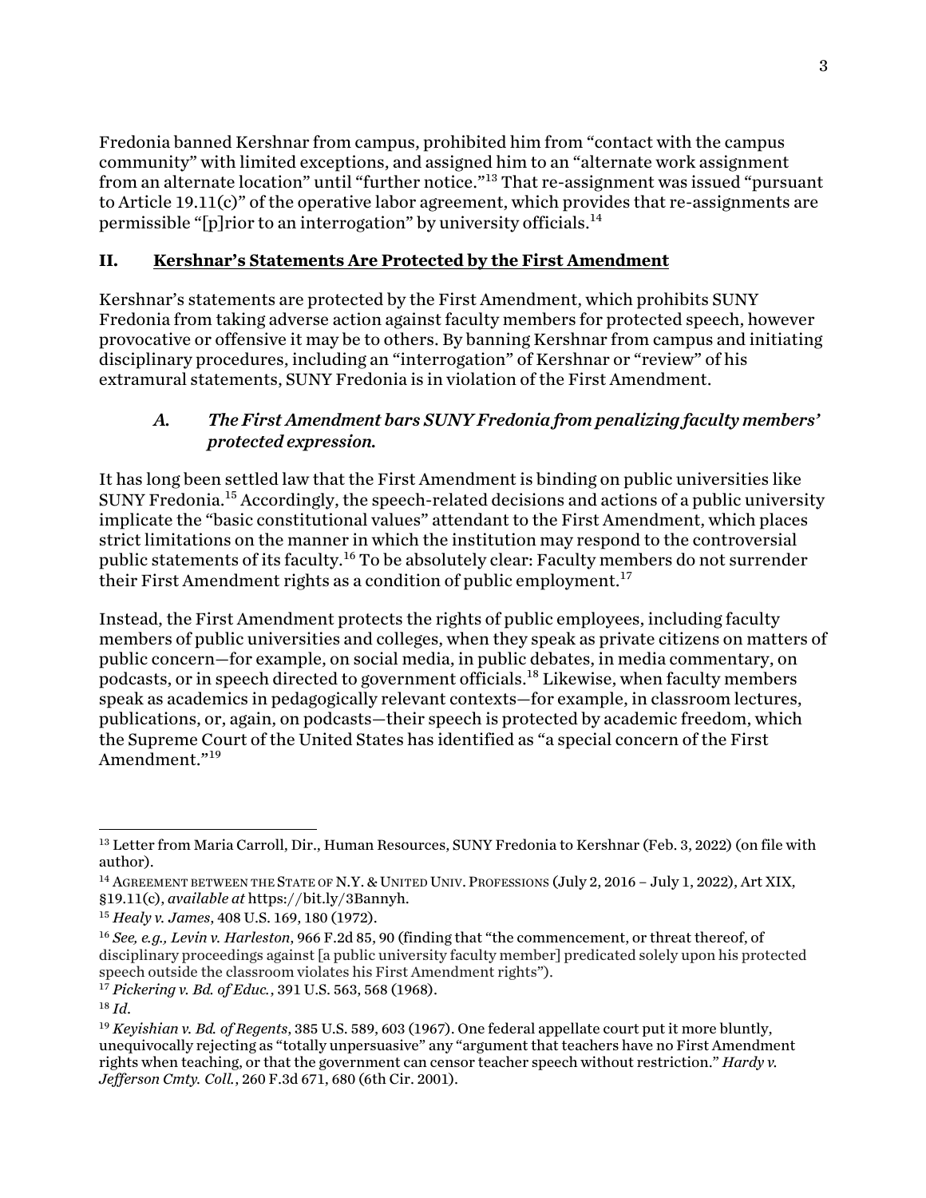Fredonia banned Kershnar from campus, prohibited him from "contact with the campus community" with limited exceptions, and assigned him to an "alternate work assignment from an alternate location" until "further notice."[13] That re-assignment was issued "pursuant to Article 19.11(c)" of the operative labor agreement, which provides that re-assignments are permissible "[p]rior to an interrogation" by university officials.[14]

## II. Kershnar's Statements Are Protected by the First Amendment

Kershnar's statements are protected by the First Amendment, which prohibits SUNY Fredonia from taking adverse action against faculty members for protected speech, however provocative or offensive it may be to others. By banning Kershnar from campus and initiating disciplinary procedures, including an "interrogation" of Kershnar or "review" of his extramural statements, SUNY Fredonia is in violation of the First Amendment.

### A. *The First Amendment bars SUNY Fredonia from penalizing faculty members' protected expression.*

It has long been settled law that the First Amendment is binding on public universities like SUNY Fredonia.[15] Accordingly, the speech-related decisions and actions of a public university implicate the "basic constitutional values" attendant to the First Amendment, which places strict limitations on the manner in which the institution may respond to the controversial public statements of its faculty.[16] To be absolutely clear: Faculty members do not surrender their First Amendment rights as a condition of public employment.[17]

Instead, the First Amendment protects the rights of public employees, including faculty members of public universities and colleges, when they speak as private citizens on matters of public concern—for example, on social media, in public debates, in media commentary, on podcasts, or in speech directed to government officials.[18] Likewise, when faculty members speak as academics in pedagogically relevant contexts—for example, in classroom lectures, publications, or, again, on podcasts—their speech is protected by academic freedom, which the Supreme Court of the United States has identified as "a special concern of the First Amendment."[19]

---

[13] Letter from Maria Carroll, Dir., Human Resources, SUNY Fredonia to Kershnar (Feb. 3, 2022) (on file with author).

[14] AGREEMENT BETWEEN THE STATE OF N.Y. & UNITED UNIV. PROFESSIONS (July 2, 2016 – July 1, 2022), Art XIX, §19.11(c), *available at* https://bit.ly/3Bannyh.

[15] *Healy v. James*, 408 U.S. 169, 180 (1972).

[16] *See, e.g., Levin v. Harleston*, 966 F.2d 85, 90 (finding that "the commencement, or threat thereof, of disciplinary proceedings against [a public university faculty member] predicated solely upon his protected speech outside the classroom violates his First Amendment rights").

[17] *Pickering v. Bd. of Educ.*, 391 U.S. 563, 568 (1968).

[18] *Id.*

[19] *Keyishian v. Bd. of Regents*, 385 U.S. 589, 603 (1967). One federal appellate court put it more bluntly, unequivocally rejecting as "totally unpersuasive" any "argument that teachers have no First Amendment rights when teaching, or that the government can censor teacher speech without restriction." *Hardy v. Jefferson Cmty. Coll.*, 260 F.3d 671, 680 (6th Cir. 2001).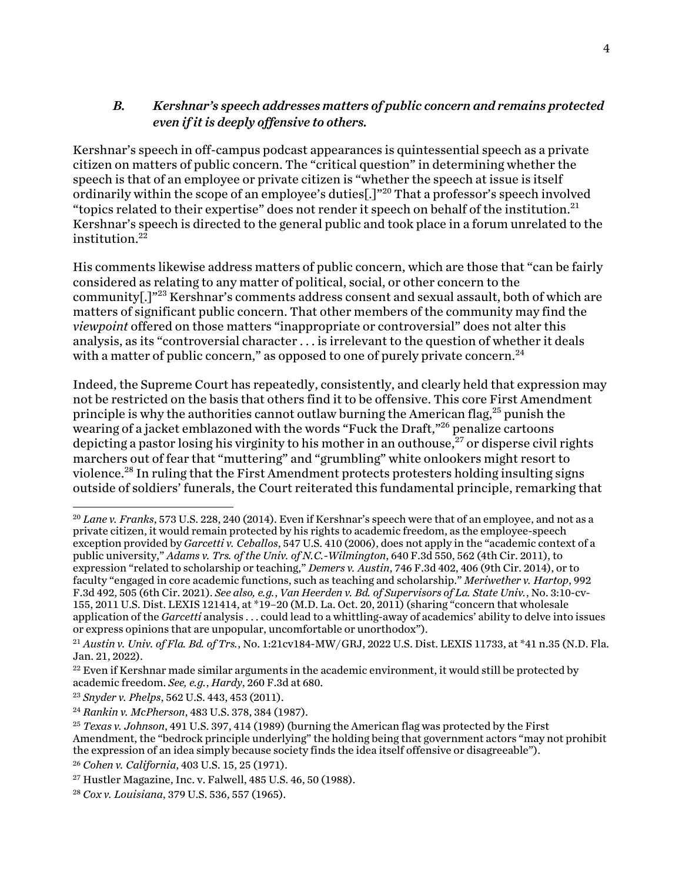### *B. Kershnar's speech addresses matters of public concern and remains protected even if it is deeply offensive to others.*

Kershnar's speech in off-campus podcast appearances is quintessential speech as a private citizen on matters of public concern. The "critical question" in determining whether the speech is that of an employee or private citizen is "whether the speech at issue is itself ordinarily within the scope of an employee's duties[.]"[20] That a professor's speech involved "topics related to their expertise" does not render it speech on behalf of the institution.[21] Kershnar's speech is directed to the general public and took place in a forum unrelated to the institution.[22]

His comments likewise address matters of public concern, which are those that "can be fairly considered as relating to any matter of political, social, or other concern to the community[.]"[23] Kershnar's comments address consent and sexual assault, both of which are matters of significant public concern. That other members of the community may find the *viewpoint* offered on those matters "inappropriate or controversial" does not alter this analysis, as its "controversial character . . . is irrelevant to the question of whether it deals with a matter of public concern," as opposed to one of purely private concern.[24]

Indeed, the Supreme Court has repeatedly, consistently, and clearly held that expression may not be restricted on the basis that others find it to be offensive. This core First Amendment principle is why the authorities cannot outlaw burning the American flag,[25] punish the wearing of a jacket emblazoned with the words "Fuck the Draft,"[26] penalize cartoons depicting a pastor losing his virginity to his mother in an outhouse,[27] or disperse civil rights marchers out of fear that "muttering" and "grumbling" white onlookers might resort to violence.[28] In ruling that the First Amendment protects protesters holding insulting signs outside of soldiers' funerals, the Court reiterated this fundamental principle, remarking that

---

[20] *Lane v. Franks*, 573 U.S. 228, 240 (2014). Even if Kershnar's speech were that of an employee, and not as a private citizen, it would remain protected by his rights to academic freedom, as the employee-speech exception provided by *Garcetti v. Ceballos*, 547 U.S. 410 (2006), does not apply in the "academic context of a public university," *Adams v. Trs. of the Univ. of N.C.-Wilmington*, 640 F.3d 550, 562 (4th Cir. 2011), to expression "related to scholarship or teaching," *Demers v. Austin*, 746 F.3d 402, 406 (9th Cir. 2014), or to faculty "engaged in core academic functions, such as teaching and scholarship." *Meriwether v. Hartop*, 992 F.3d 492, 505 (6th Cir. 2021). *See also, e.g.*, *Van Heerden v. Bd. of Supervisors of La. State Univ.*, No. 3:10-cv-155, 2011 U.S. Dist. LEXIS 121414, at *19–20 (M.D. La. Oct. 20, 2011) (sharing "concern that wholesale application of the *Garcetti* analysis . . . could lead to a whittling-away of academics' ability to delve into issues or express opinions that are unpopular, uncomfortable or unorthodox").

[21] *Austin v. Univ. of Fla. Bd. of Trs.*, No. 1:21cv184-MW/GRJ, 2022 U.S. Dist. LEXIS 11733, at *41 n.35 (N.D. Fla. Jan. 21, 2022).

[22] Even if Kershnar made similar arguments in the academic environment, it would still be protected by academic freedom. *See, e.g.*, *Hardy*, 260 F.3d at 680.

[23] *Snyder v. Phelps*, 562 U.S. 443, 453 (2011).

[24] *Rankin v. McPherson*, 483 U.S. 378, 384 (1987).

[25] *Texas v. Johnson*, 491 U.S. 397, 414 (1989) (burning the American flag was protected by the First Amendment, the "bedrock principle underlying" the holding being that government actors "may not prohibit the expression of an idea simply because society finds the idea itself offensive or disagreeable").

[26] *Cohen v. California*, 403 U.S. 15, 25 (1971).

[27] Hustler Magazine, Inc. v. Falwell, 485 U.S. 46, 50 (1988).

[28] *Cox v. Louisiana*, 379 U.S. 536, 557 (1965).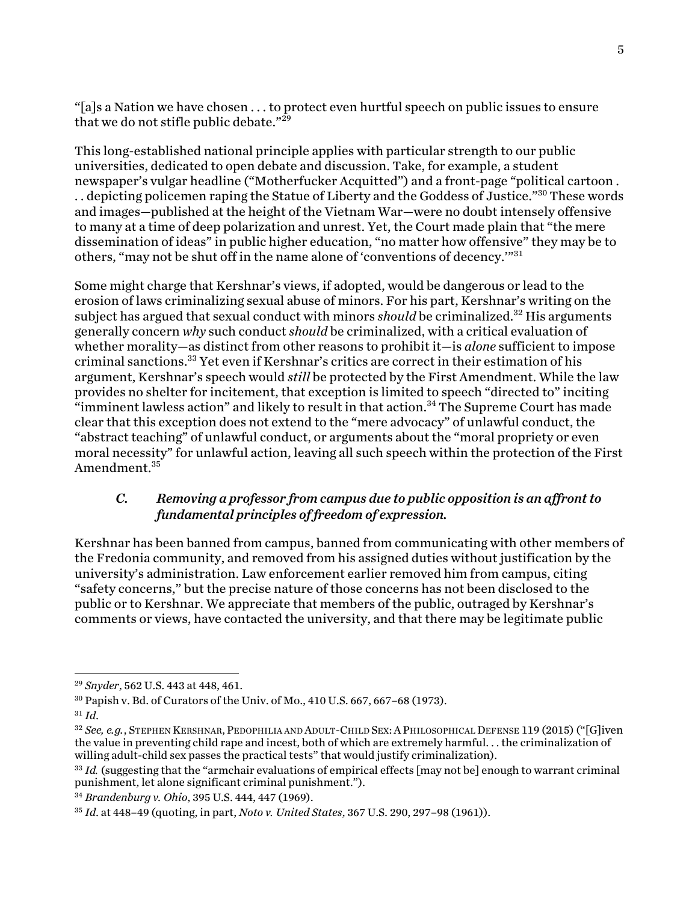"[a]s a Nation we have chosen . . . to protect even hurtful speech on public issues to ensure that we do not stifle public debate."[29]

This long-established national principle applies with particular strength to our public universities, dedicated to open debate and discussion. Take, for example, a student newspaper's vulgar headline ("Motherfucker Acquitted") and a front-page "political cartoon . . . depicting policemen raping the Statue of Liberty and the Goddess of Justice."[30] These words and images—published at the height of the Vietnam War—were no doubt intensely offensive to many at a time of deep polarization and unrest. Yet, the Court made plain that "the mere dissemination of ideas" in public higher education, "no matter how offensive" they may be to others, "may not be shut off in the name alone of 'conventions of decency.'"[31]

Some might charge that Kershnar's views, if adopted, would be dangerous or lead to the erosion of laws criminalizing sexual abuse of minors. For his part, Kershnar's writing on the subject has argued that sexual conduct with minors *should* be criminalized.[32] His arguments generally concern *why* such conduct *should* be criminalized, with a critical evaluation of whether morality—as distinct from other reasons to prohibit it—is *alone* sufficient to impose criminal sanctions.[33] Yet even if Kershnar's critics are correct in their estimation of his argument, Kershnar's speech would *still* be protected by the First Amendment. While the law provides no shelter for incitement, that exception is limited to speech "directed to" inciting "imminent lawless action" and likely to result in that action.[34] The Supreme Court has made clear that this exception does not extend to the "mere advocacy" of unlawful conduct, the "abstract teaching" of unlawful conduct, or arguments about the "moral propriety or even moral necessity" for unlawful action, leaving all such speech within the protection of the First Amendment.[35]

### *C. Removing a professor from campus due to public opposition is an affront to fundamental principles of freedom of expression.*

Kershnar has been banned from campus, banned from communicating with other members of the Fredonia community, and removed from his assigned duties without justification by the university's administration. Law enforcement earlier removed him from campus, citing "safety concerns," but the precise nature of those concerns has not been disclosed to the public or to Kershnar. We appreciate that members of the public, outraged by Kershnar's comments or views, have contacted the university, and that there may be legitimate public

---

[29] *Snyder*, 562 U.S. 443 at 448, 461.

[30] Papish v. Bd. of Curators of the Univ. of Mo., 410 U.S. 667, 667–68 (1973).

[31] *Id.*

[32] *See, e.g.*, Stephen Kershnar, Pedophilia and Adult-Child Sex: A Philosophical Defense 119 (2015) ("[G]iven the value in preventing child rape and incest, both of which are extremely harmful. . . the criminalization of willing adult-child sex passes the practical tests" that would justify criminalization).

[33] *Id.* (suggesting that the "armchair evaluations of empirical effects [may not be] enough to warrant criminal punishment, let alone significant criminal punishment.").

[34] *Brandenburg v. Ohio*, 395 U.S. 444, 447 (1969).

[35] *Id.* at 448–49 (quoting, in part, *Noto v. United States*, 367 U.S. 290, 297–98 (1961)).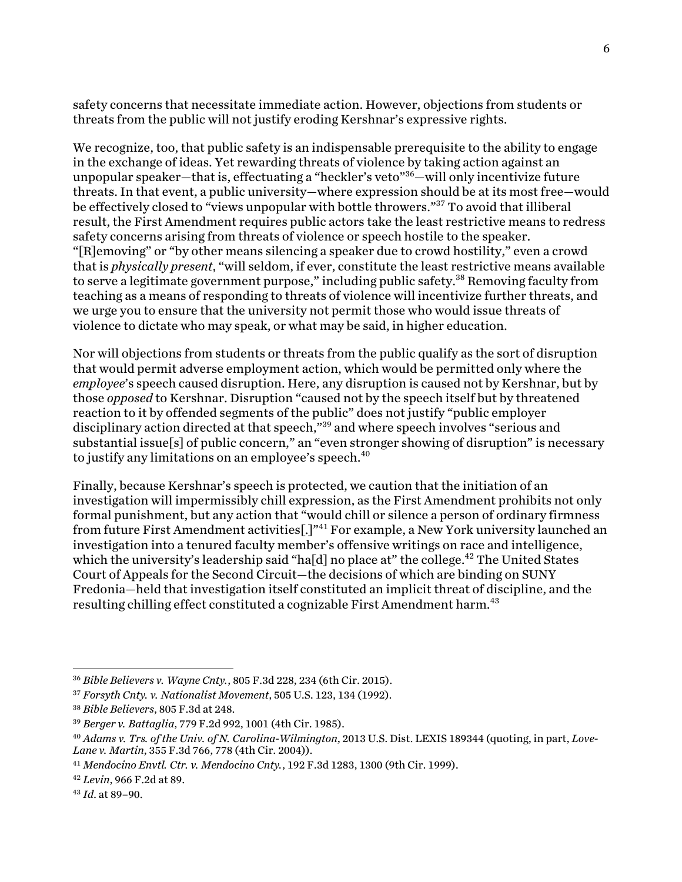safety concerns that necessitate immediate action. However, objections from students or threats from the public will not justify eroding Kershnar's expressive rights.

We recognize, too, that public safety is an indispensable prerequisite to the ability to engage in the exchange of ideas. Yet rewarding threats of violence by taking action against an unpopular speaker—that is, effectuating a "heckler's veto"[36]—will only incentivize future threats. In that event, a public university—where expression should be at its most free—would be effectively closed to "views unpopular with bottle throwers."[37] To avoid that illiberal result, the First Amendment requires public actors take the least restrictive means to redress safety concerns arising from threats of violence or speech hostile to the speaker. "[R]emoving" or "by other means silencing a speaker due to crowd hostility," even a crowd that is *physically present*, "will seldom, if ever, constitute the least restrictive means available to serve a legitimate government purpose," including public safety.[38] Removing faculty from teaching as a means of responding to threats of violence will incentivize further threats, and we urge you to ensure that the university not permit those who would issue threats of violence to dictate who may speak, or what may be said, in higher education.

Nor will objections from students or threats from the public qualify as the sort of disruption that would permit adverse employment action, which would be permitted only where the *employee*'s speech caused disruption. Here, any disruption is caused not by Kershnar, but by those *opposed* to Kershnar. Disruption "caused not by the speech itself but by threatened reaction to it by offended segments of the public" does not justify "public employer disciplinary action directed at that speech,"[39] and where speech involves "serious and substantial issue[s] of public concern," an "even stronger showing of disruption" is necessary to justify any limitations on an employee's speech.[40]

Finally, because Kershnar's speech is protected, we caution that the initiation of an investigation will impermissibly chill expression, as the First Amendment prohibits not only formal punishment, but any action that "would chill or silence a person of ordinary firmness from future First Amendment activities[.]"[41] For example, a New York university launched an investigation into a tenured faculty member's offensive writings on race and intelligence, which the university's leadership said "ha[d] no place at" the college.[42] The United States Court of Appeals for the Second Circuit—the decisions of which are binding on SUNY Fredonia—held that investigation itself constituted an implicit threat of discipline, and the resulting chilling effect constituted a cognizable First Amendment harm.[43]

---

[36] *Bible Believers v. Wayne Cnty.*, 805 F.3d 228, 234 (6th Cir. 2015).

[37] *Forsyth Cnty. v. Nationalist Movement*, 505 U.S. 123, 134 (1992).

[38] *Bible Believers*, 805 F.3d at 248.

[39] *Berger v. Battaglia*, 779 F.2d 992, 1001 (4th Cir. 1985).

[40] *Adams v. Trs. of the Univ. of N. Carolina-Wilmington*, 2013 U.S. Dist. LEXIS 189344 (quoting, in part, *Love-Lane v. Martin*, 355 F.3d 766, 778 (4th Cir. 2004)).

[41] *Mendocino Envtl. Ctr. v. Mendocino Cnty.*, 192 F.3d 1283, 1300 (9th Cir. 1999).

[42] *Levin*, 966 F.2d at 89.

[43] *Id.* at 89–90.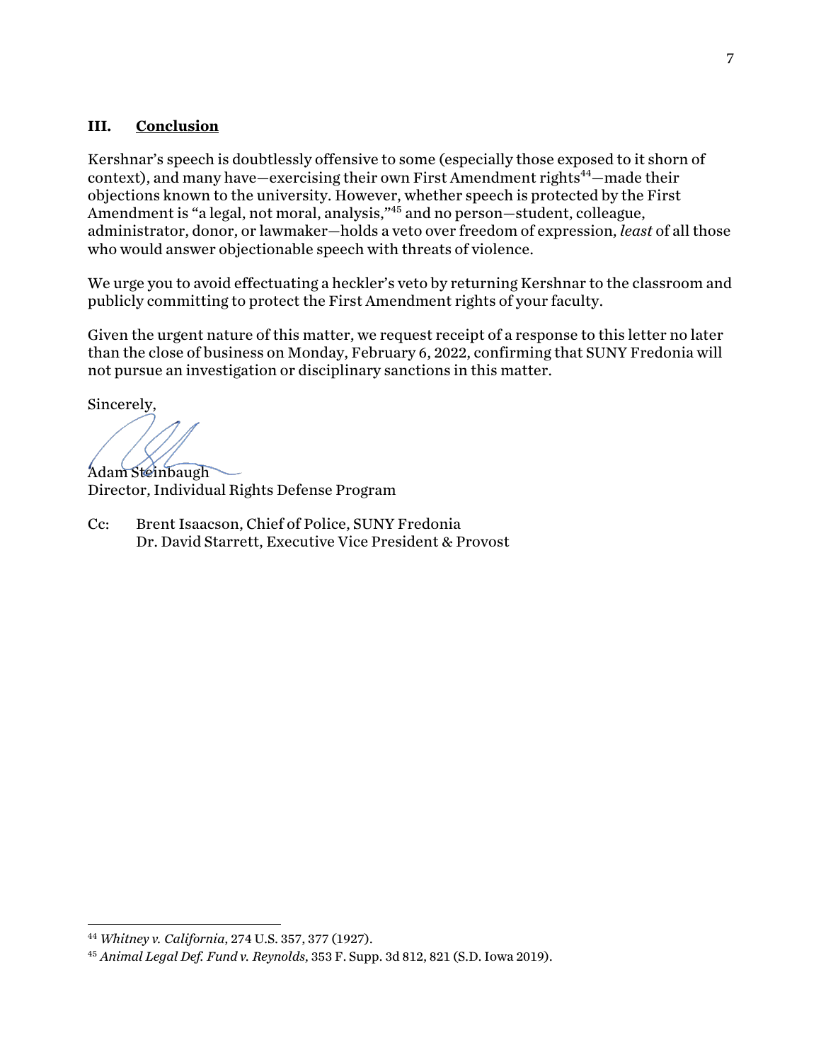## III. Conclusion

Kershnar's speech is doubtlessly offensive to some (especially those exposed to it shorn of context), and many have—exercising their own First Amendment rights[44]—made their objections known to the university. However, whether speech is protected by the First Amendment is "a legal, not moral, analysis,"[45] and no person—student, colleague, administrator, donor, or lawmaker—holds a veto over freedom of expression, *least* of all those who would answer objectionable speech with threats of violence.

We urge you to avoid effectuating a heckler's veto by returning Kershnar to the classroom and publicly committing to protect the First Amendment rights of your faculty.

Given the urgent nature of this matter, we request receipt of a response to this letter no later than the close of business on Monday, February 6, 2022, confirming that SUNY Fredonia will not pursue an investigation or disciplinary sanctions in this matter.

Sincerely,

Adam Steinbaugh
Director, Individual Rights Defense Program

Cc: Brent Isaacson, Chief of Police, SUNY Fredonia
Dr. David Starrett, Executive Vice President & Provost

---

[44] *Whitney v. California*, 274 U.S. 357, 377 (1927).

[45] *Animal Legal Def. Fund v. Reynolds*, 353 F. Supp. 3d 812, 821 (S.D. Iowa 2019).